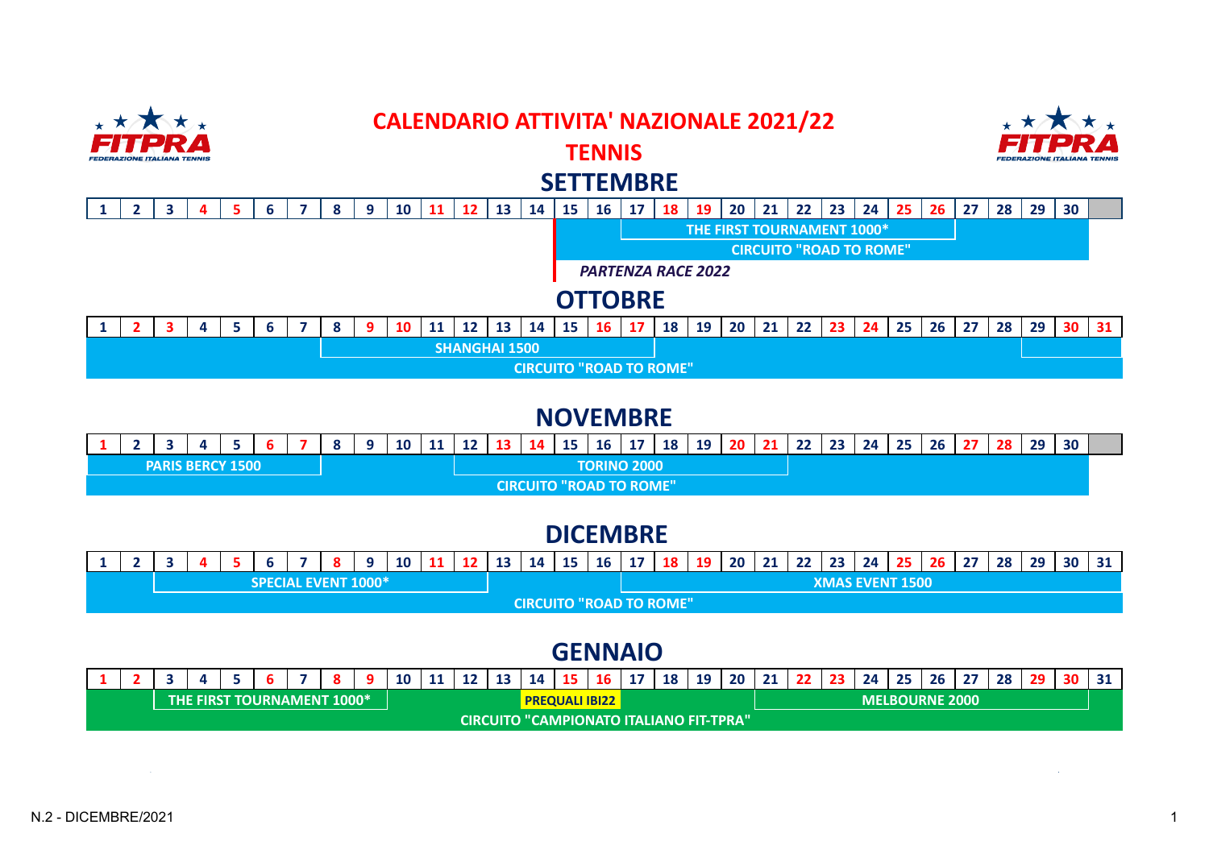# CALENDARIO ATTIVITA' NAZIONALE 2021/22

## TENNIS

### SETTEMBRE

| 1 | 2 | 3 | 4 | 5 | 6 | 7 | 8 | 9 | 10 | 11 | 12 | 13 | 14 | 15 | 16 | 17 | 18 | 19 | 20 | 21 | 22 | 23 | 24 | 25 | 26 | 27 | 28 | 29 | 30 |
|---|---|---|---|---|---|---|---|---|---|---|---|---|---|---|---|---|---|---|---|---|---|---|---|---|---|---|---|---|---|

THE FIRST TOURNAMENT 1000*

CIRCUITO "ROAD TO ROME"

*PARTENZA RACE 2022*

### OTTOBRE

| 1 | 2 | 3 | 4 | 5 | 6 | 7 | 8 | 9 | 10 | 11 | 12 | 13 | 14 | 15 | 16 | 17 | 18 | 19 | 20 | 21 | 22 | 23 | 24 | 25 | 26 | 27 | 28 | 29 | 30 | 31 |
|---|---|---|---|---|---|---|---|---|---|---|---|---|---|---|---|---|---|---|---|---|---|---|---|---|---|---|---|---|---|---|

SHANGHAI 1500

CIRCUITO "ROAD TO ROME"

### NOVEMBRE

| 1 | 2 | 3 | 4 | 5 | 6 | 7 | 8 | 9 | 10 | 11 | 12 | 13 | 14 | 15 | 16 | 17 | 18 | 19 | 20 | 21 | 22 | 23 | 24 | 25 | 26 | 27 | 28 | 29 | 30 |
|---|---|---|---|---|---|---|---|---|---|---|---|---|---|---|---|---|---|---|---|---|---|---|---|---|---|---|---|---|---|

PARIS BERCY 1500

TORINO 2000

CIRCUITO "ROAD TO ROME"

### DICEMBRE

| 1 | 2 | 3 | 4 | 5 | 6 | 7 | 8 | 9 | 10 | 11 | 12 | 13 | 14 | 15 | 16 | 17 | 18 | 19 | 20 | 21 | 22 | 23 | 24 | 25 | 26 | 27 | 28 | 29 | 30 | 31 |
|---|---|---|---|---|---|---|---|---|---|---|---|---|---|---|---|---|---|---|---|---|---|---|---|---|---|---|---|---|---|---|

SPECIAL EVENT 1000*

XMAS EVENT 1500

CIRCUITO "ROAD TO ROME"

### GENNAIO

| 1 | 2 | 3 | 4 | 5 | 6 | 7 | 8 | 9 | 10 | 11 | 12 | 13 | 14 | 15 | 16 | 17 | 18 | 19 | 20 | 21 | 22 | 23 | 24 | 25 | 26 | 27 | 28 | 29 | 30 | 31 |
|---|---|---|---|---|---|---|---|---|---|---|---|---|---|---|---|---|---|---|---|---|---|---|---|---|---|---|---|---|---|---|

THE FIRST TOURNAMENT 1000*

PREQUALI IBI22

MELBOURNE 2000

CIRCUITO "CAMPIONATO ITALIANO FIT-TPRA"

N.2 - DICEMBRE/2021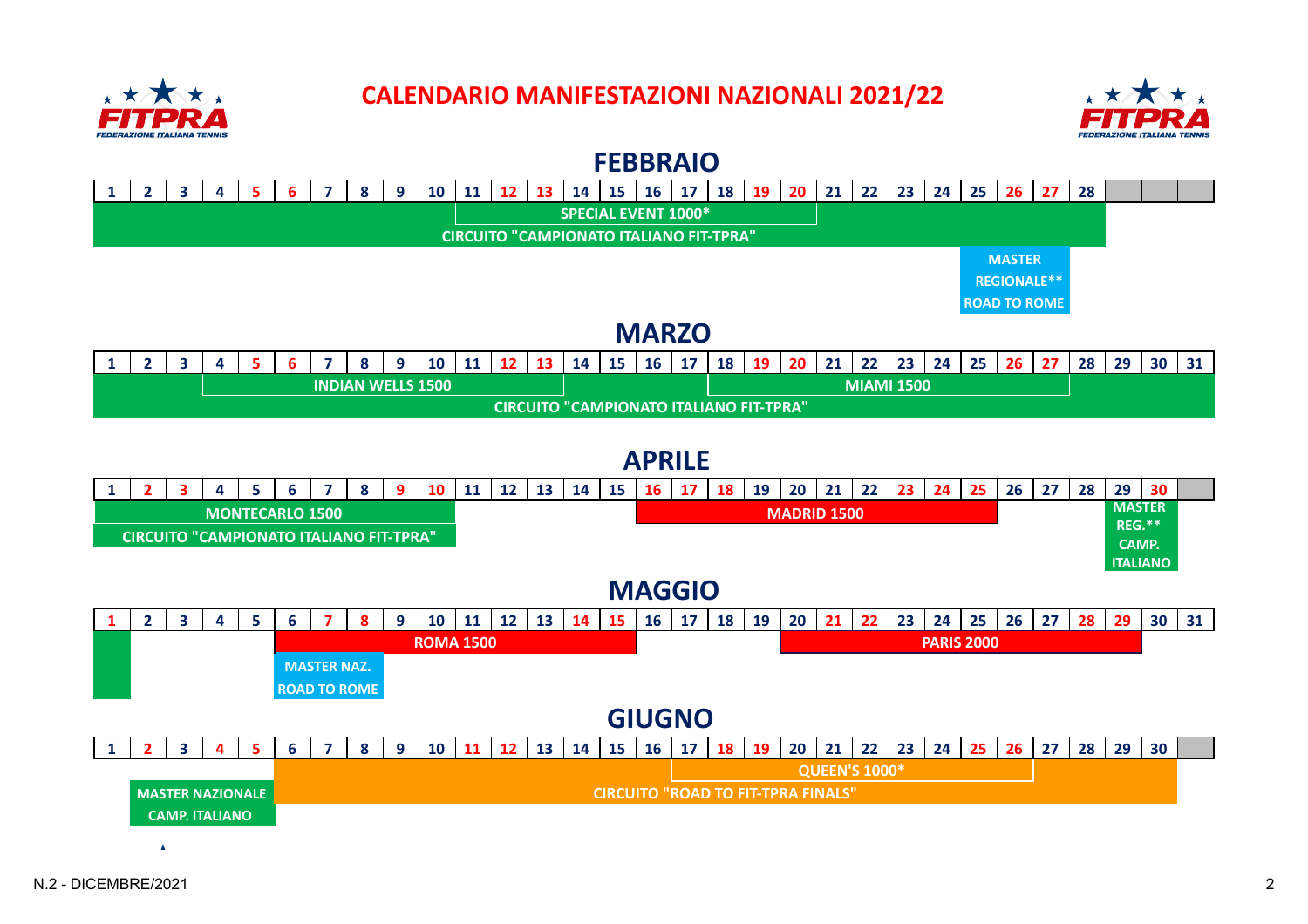# CALENDARIO MANIFESTAZIONI NAZIONALI 2021/22

## FEBBRAIO

| Periodo | Evento |
|---|---|
| 1 – 28 | CIRCUITO "CAMPIONATO ITALIANO FIT-TPRA" |
| 11 – 20 | SPECIAL EVENT 1000* |
| 25 – 27 | MASTER REGIONALE** ROAD TO ROME |

## MARZO

| Periodo | Evento |
|---|---|
| 1 – 31 | CIRCUITO "CAMPIONATO ITALIANO FIT-TPRA" |
| 4 – 13 | INDIAN WELLS 1500 |
| 18 – 27 | MIAMI 1500 |

## APRILE

| Periodo | Evento |
|---|---|
| 1 – 10 | MONTECARLO 1500 |
| 1 – 10 | CIRCUITO "CAMPIONATO ITALIANO FIT-TPRA" |
| 16 – 25 | MADRID 1500 |
| 29 – 30 | MASTER REG.** CAMP. ITALIANO |

## MAGGIO

| Periodo | Evento |
|---|---|
| 1 | MASTER REG.** CAMP. ITALIANO |
| 6 – 15 | ROMA 1500 |
| 6 – 8 | MASTER NAZ. ROAD TO ROME |
| 20 – 29 | PARIS 2000 |

## GIUGNO

| Periodo | Evento |
|---|---|
| 2 – 5 | MASTER NAZIONALE CAMP. ITALIANO |
| 6 – 30 | CIRCUITO "ROAD TO FIT-TPRA FINALS" |
| 17 – 26 | QUEEN'S 1000* |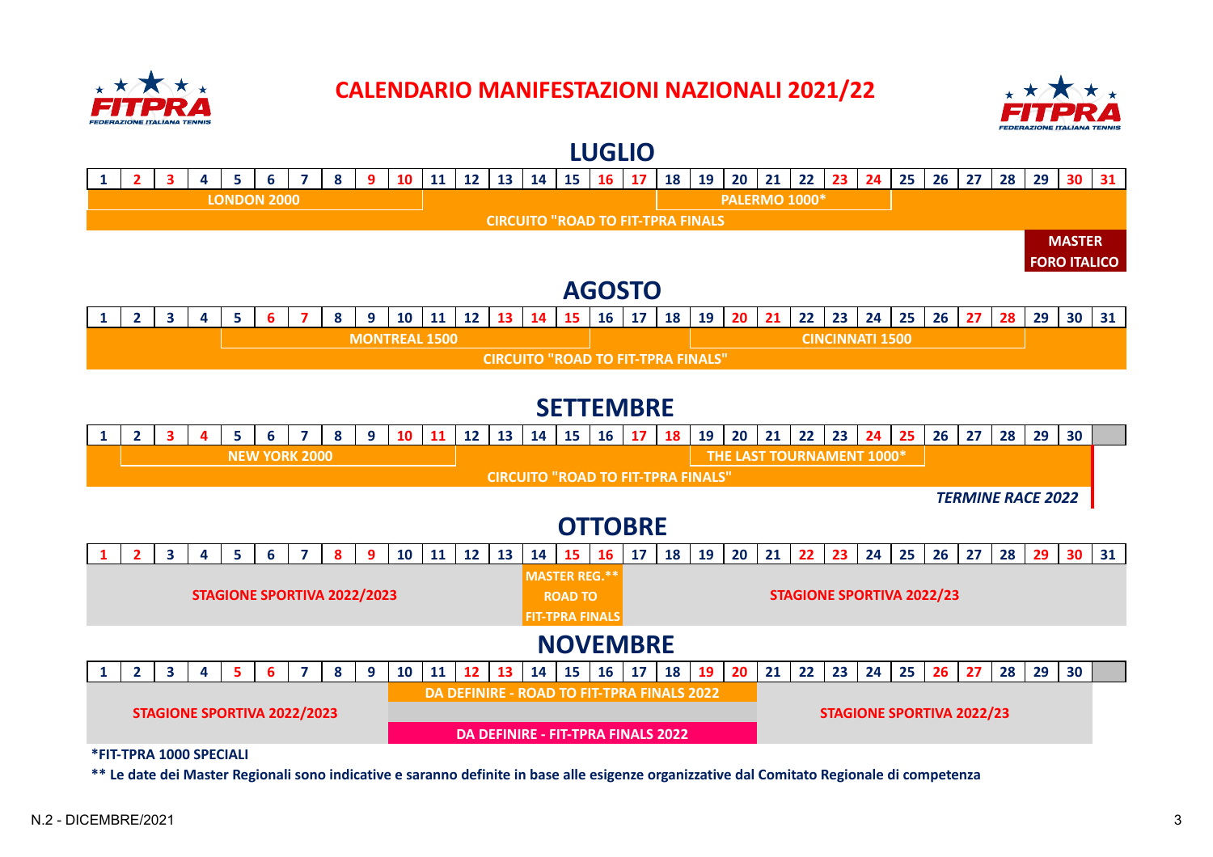# CALENDARIO MANIFESTAZIONI NAZIONALI 2021/22

## LUGLIO

1 2 3 4 5 6 7 8 9 10 11 12 13 14 15 16 17 18 19 20 21 22 23 24 25 26 27 28 29 30 31

LONDON 2000 (1–10)

PALERMO 1000* (18–24)

CIRCUITO "ROAD TO FIT-TPRA FINALS

MASTER FORO ITALICO (29–31)

## AGOSTO

1 2 3 4 5 6 7 8 9 10 11 12 13 14 15 16 17 18 19 20 21 22 23 24 25 26 27 28 29 30 31

MONTREAL 1500 (5–18)

CINCINNATI 1500 (19–28)

CIRCUITO "ROAD TO FIT-TPRA FINALS"

## SETTEMBRE

1 2 3 4 5 6 7 8 9 10 11 12 13 14 15 16 17 18 19 20 21 22 23 24 25 26 27 28 29 30

NEW YORK 2000 (2–11)

THE LAST TOURNAMENT 1000* (19–25)

CIRCUITO "ROAD TO FIT-TPRA FINALS"

*TERMINE RACE 2022*

## OTTOBRE

1 2 3 4 5 6 7 8 9 10 11 12 13 14 15 16 17 18 19 20 21 22 23 24 25 26 27 28 29 30 31

STAGIONE SPORTIVA 2022/2023 (1–13)

MASTER REG.** ROAD TO FIT-TPRA FINALS (14–16)

STAGIONE SPORTIVA 2022/23 (17–31)

## NOVEMBRE

1 2 3 4 5 6 7 8 9 10 11 12 13 14 15 16 17 18 19 20 21 22 23 24 25 26 27 28 29 30

STAGIONE SPORTIVA 2022/2023 (1–9)

DA DEFINIRE - ROAD TO FIT-TPRA FINALS 2022 (10–20)

DA DEFINIRE - FIT-TPRA FINALS 2022 (10–20)

STAGIONE SPORTIVA 2022/23 (21–30)

**\*FIT-TPRA 1000 SPECIALI**

**\*\* Le date dei Master Regionali sono indicative e saranno definite in base alle esigenze organizzative dal Comitato Regionale di competenza**